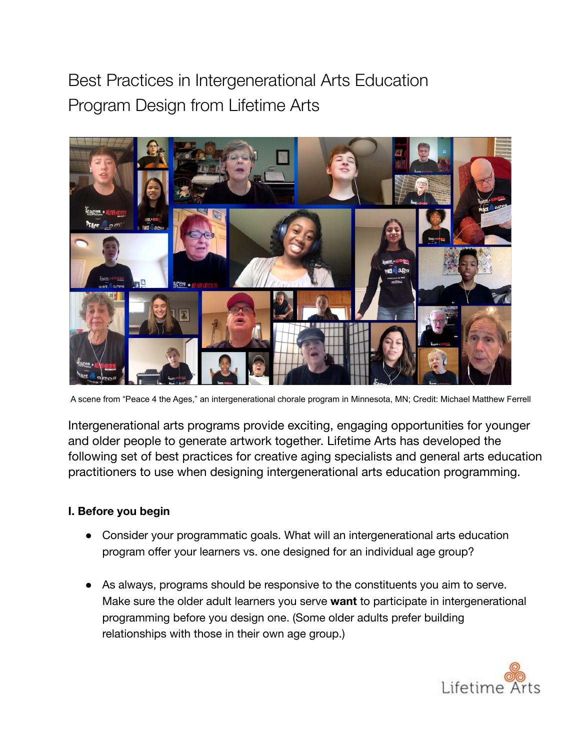# Best Practices in Intergenerational Arts Education Program Design from Lifetime Arts

A scene from "Peace 4 the Ages," an intergenerational chorale program in Minnesota, MN; Credit: Michael Matthew Ferrell

Intergenerational arts programs provide exciting, engaging opportunities for younger and older people to generate artwork together. Lifetime Arts has developed the following set of best practices for creative aging specialists and general arts education practitioners to use when designing intergenerational arts education programming.

**I. Before you begin**

- Consider your programmatic goals. What will an intergenerational arts education program offer your learners vs. one designed for an individual age group?
- As always, programs should be responsive to the constituents you aim to serve. Make sure the older adult learners you serve **want** to participate in intergenerational programming before you design one. (Some older adults prefer building relationships with those in their own age group.)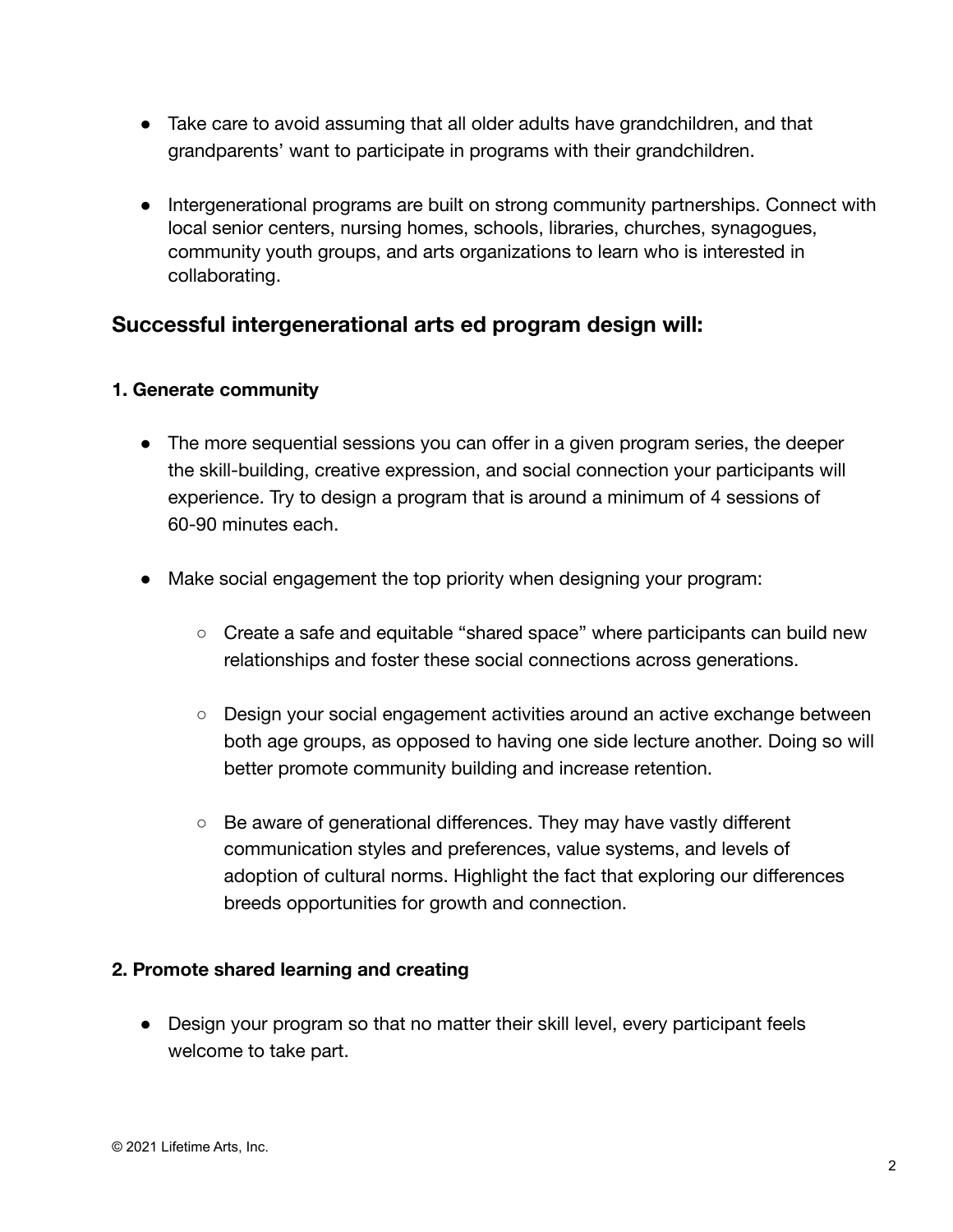- Take care to avoid assuming that all older adults have grandchildren, and that grandparents' want to participate in programs with their grandchildren.

- Intergenerational programs are built on strong community partnerships. Connect with local senior centers, nursing homes, schools, libraries, churches, synagogues, community youth groups, and arts organizations to learn who is interested in collaborating.

## Successful intergenerational arts ed program design will:

### 1. Generate community

- The more sequential sessions you can offer in a given program series, the deeper the skill-building, creative expression, and social connection your participants will experience. Try to design a program that is around a minimum of 4 sessions of 60-90 minutes each.

- Make social engagement the top priority when designing your program:

    - Create a safe and equitable "shared space" where participants can build new relationships and foster these social connections across generations.

    - Design your social engagement activities around an active exchange between both age groups, as opposed to having one side lecture another. Doing so will better promote community building and increase retention.

    - Be aware of generational differences. They may have vastly different communication styles and preferences, value systems, and levels of adoption of cultural norms. Highlight the fact that exploring our differences breeds opportunities for growth and connection.

### 2. Promote shared learning and creating

- Design your program so that no matter their skill level, every participant feels welcome to take part.

© 2021 Lifetime Arts, Inc.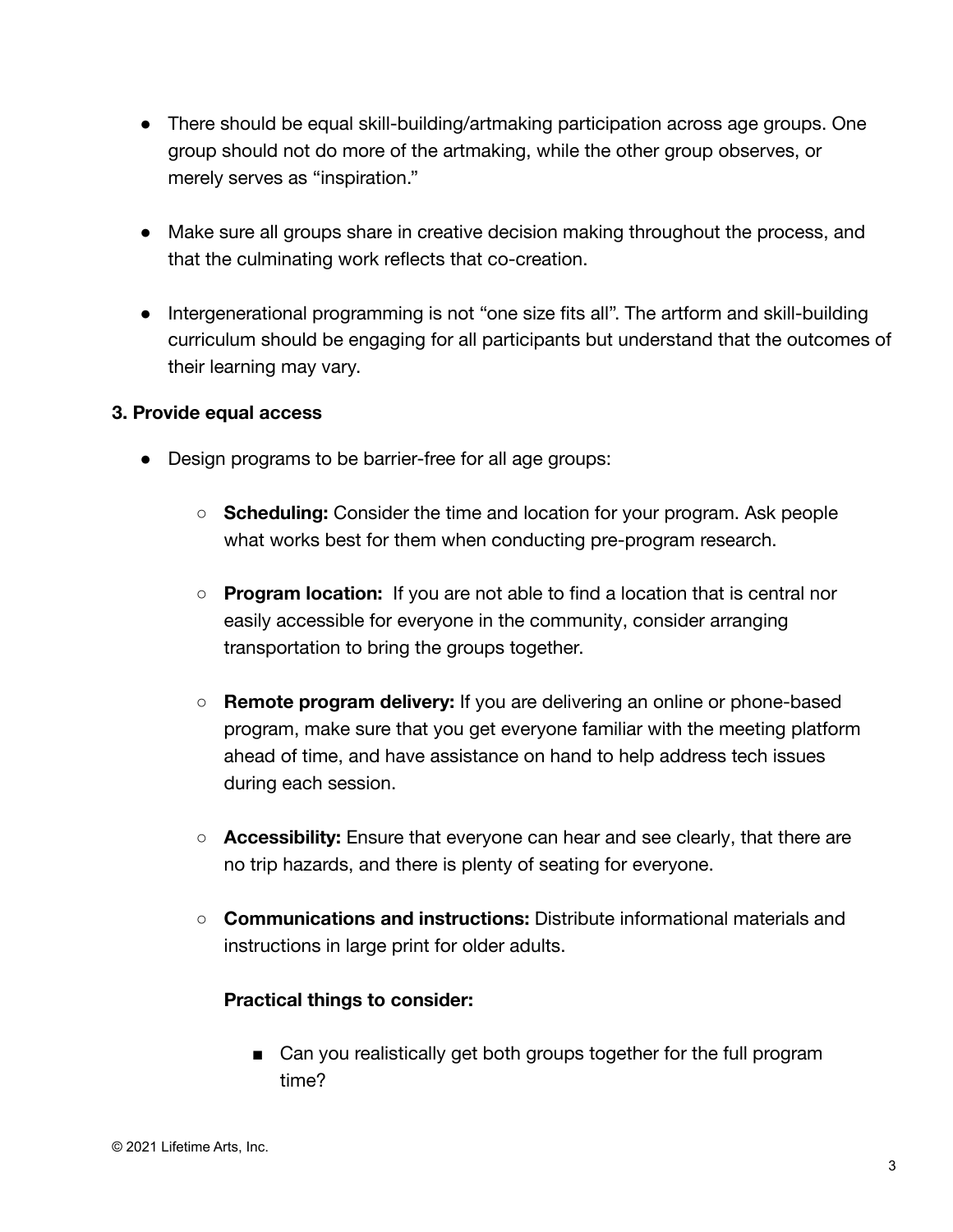- There should be equal skill-building/artmaking participation across age groups. One group should not do more of the artmaking, while the other group observes, or merely serves as "inspiration."

- Make sure all groups share in creative decision making throughout the process, and that the culminating work reflects that co-creation.

- Intergenerational programming is not "one size fits all". The artform and skill-building curriculum should be engaging for all participants but understand that the outcomes of their learning may vary.

**3. Provide equal access**

- Design programs to be barrier-free for all age groups:

    - **Scheduling:** Consider the time and location for your program. Ask people what works best for them when conducting pre-program research.

    - **Program location:** If you are not able to find a location that is central nor easily accessible for everyone in the community, consider arranging transportation to bring the groups together.

    - **Remote program delivery:** If you are delivering an online or phone-based program, make sure that you get everyone familiar with the meeting platform ahead of time, and have assistance on hand to help address tech issues during each session.

    - **Accessibility:** Ensure that everyone can hear and see clearly, that there are no trip hazards, and there is plenty of seating for everyone.

    - **Communications and instructions:** Distribute informational materials and instructions in large print for older adults.

        **Practical things to consider:**

        - Can you realistically get both groups together for the full program time?

© 2021 Lifetime Arts, Inc.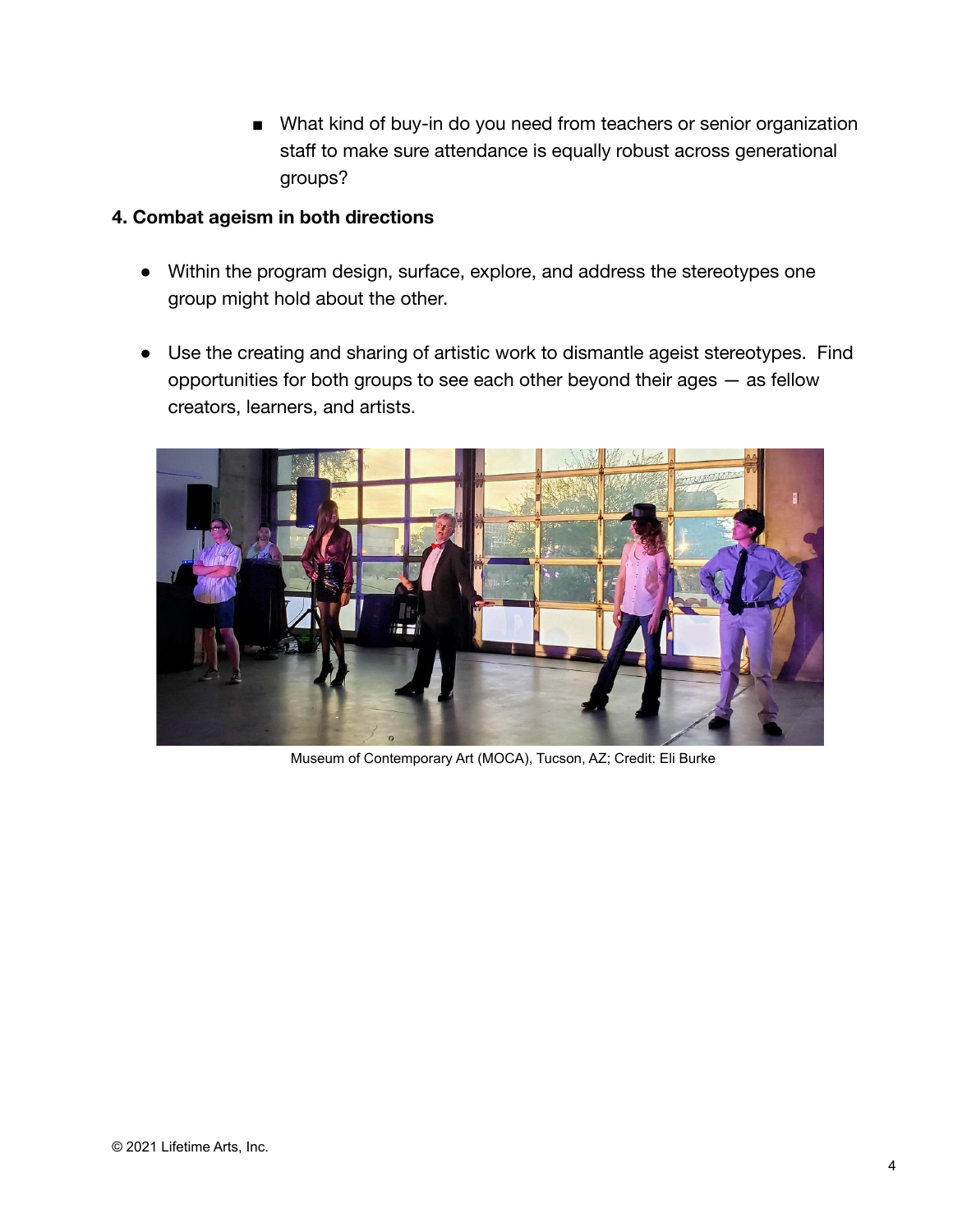- What kind of buy-in do you need from teachers or senior organization staff to make sure attendance is equally robust across generational groups?

**4. Combat ageism in both directions**

- Within the program design, surface, explore, and address the stereotypes one group might hold about the other.
- Use the creating and sharing of artistic work to dismantle ageist stereotypes. Find opportunities for both groups to see each other beyond their ages — as fellow creators, learners, and artists.

Museum of Contemporary Art (MOCA), Tucson, AZ; Credit: Eli Burke

© 2021 Lifetime Arts, Inc.